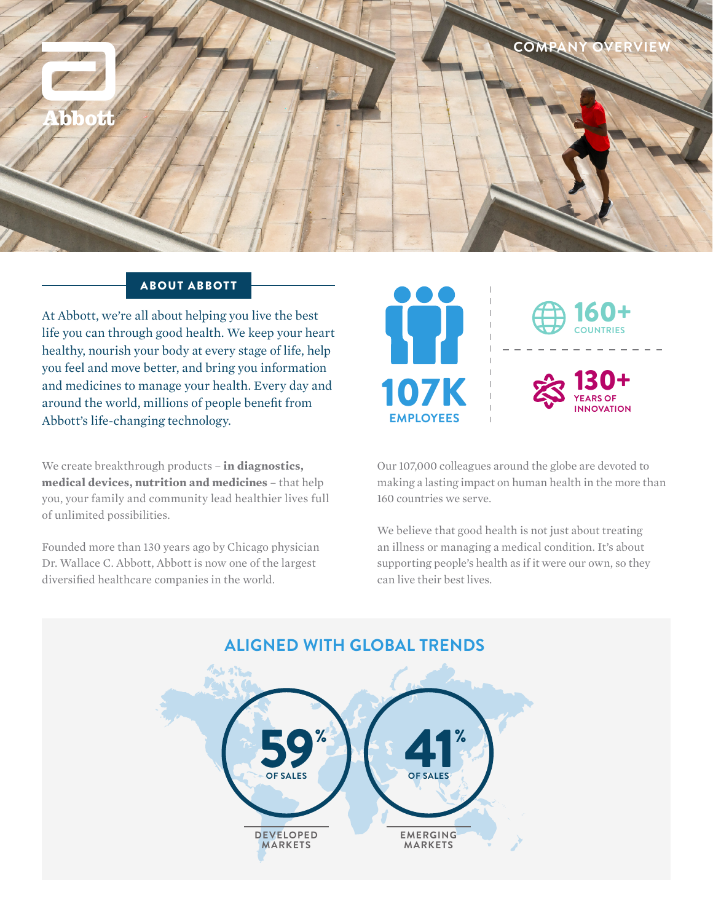Abbott

COMPANY OVERVIEW

## ABOUT ABBOTT

At Abbott, we're all about helping you live the best life you can through good health. We keep your heart healthy, nourish your body at every stage of life, help you feel and move better, and bring you information and medicines to manage your health. Every day and around the world, millions of people benefit from Abbott's life-changing technology.

**107K** EMPLOYEES

**160+** COUNTRIES

**130+** YEARS OF INNOVATION

We create breakthrough products – **in diagnostics, medical devices, nutrition and medicines** – that help you, your family and community lead healthier lives full of unlimited possibilities.

Founded more than 130 years ago by Chicago physician Dr. Wallace C. Abbott, Abbott is now one of the largest diversified healthcare companies in the world.

Our 107,000 colleagues around the globe are devoted to making a lasting impact on human health in the more than 160 countries we serve.

We believe that good health is not just about treating an illness or managing a medical condition. It's about supporting people's health as if it were our own, so they can live their best lives.

## ALIGNED WITH GLOBAL TRENDS

**59%** OF SALES — DEVELOPED MARKETS

**41%** OF SALES — EMERGING MARKETS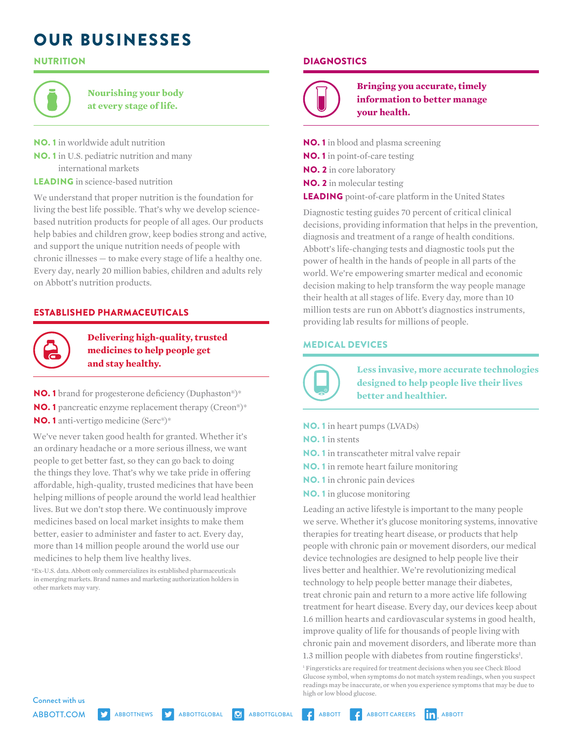# OUR BUSINESSES

## NUTRITION

**Nourishing your body at every stage of life.**

**NO. 1** in worldwide adult nutrition
**NO. 1** in U.S. pediatric nutrition and many international markets
**LEADING** in science-based nutrition

We understand that proper nutrition is the foundation for living the best life possible. That's why we develop science-based nutrition products for people of all ages. Our products help babies and children grow, keep bodies strong and active, and support the unique nutrition needs of people with chronic illnesses — to make every stage of life a healthy one. Every day, nearly 20 million babies, children and adults rely on Abbott's nutrition products.

## ESTABLISHED PHARMACEUTICALS

**Delivering high-quality, trusted medicines to help people get and stay healthy.**

**NO. 1** brand for progesterone deficiency (Duphaston®)*
**NO. 1** pancreatic enzyme replacement therapy (Creon®)*
**NO. 1** anti-vertigo medicine (Serc®)*

We've never taken good health for granted. Whether it's an ordinary headache or a more serious illness, we want people to get better fast, so they can go back to doing the things they love. That's why we take pride in offering affordable, high-quality, trusted medicines that have been helping millions of people around the world lead healthier lives. But we don't stop there. We continuously improve medicines based on local market insights to make them better, easier to administer and faster to act. Every day, more than 14 million people around the world use our medicines to help them live healthy lives.

*Ex-U.S. data. Abbott only commercializes its established pharmaceuticals in emerging markets. Brand names and marketing authorization holders in other markets may vary.

## DIAGNOSTICS

**Bringing you accurate, timely information to better manage your health.**

**NO. 1** in blood and plasma screening
**NO. 1** in point-of-care testing
**NO. 2** in core laboratory
**NO. 2** in molecular testing
**LEADING** point-of-care platform in the United States

Diagnostic testing guides 70 percent of critical clinical decisions, providing information that helps in the prevention, diagnosis and treatment of a range of health conditions. Abbott's life-changing tests and diagnostic tools put the power of health in the hands of people in all parts of the world. We're empowering smarter medical and economic decision making to help transform the way people manage their health at all stages of life. Every day, more than 10 million tests are run on Abbott's diagnostics instruments, providing lab results for millions of people.

## MEDICAL DEVICES

**Less invasive, more accurate technologies designed to help people live their lives better and healthier.**

**NO. 1** in heart pumps (LVADs)
**NO. 1** in stents
**NO. 1** in transcatheter mitral valve repair
**NO. 1** in remote heart failure monitoring
**NO. 1** in chronic pain devices
**NO. 1** in glucose monitoring

Leading an active lifestyle is important to the many people we serve. Whether it's glucose monitoring systems, innovative therapies for treating heart disease, or products that help people with chronic pain or movement disorders, our medical device technologies are designed to help people live their lives better and healthier. We're revolutionizing medical technology to help people better manage their diabetes, treat chronic pain and return to a more active life following treatment for heart disease. Every day, our devices keep about 1.6 million hearts and cardiovascular systems in good health, improve quality of life for thousands of people living with chronic pain and movement disorders, and liberate more than 1.3 million people with diabetes from routine fingersticks[1].

[1] Fingersticks are required for treatment decisions when you see Check Blood Glucose symbol, when symptoms do not match system readings, when you suspect readings may be inaccurate, or when you experience symptoms that may be due to high or low blood glucose.

Connect with us

ABBOTT.COM | ABBOTTNEWS | ABBOTTGLOBAL | ABBOTTGLOBAL | ABBOTT | ABBOTT CAREERS | ABBOTT